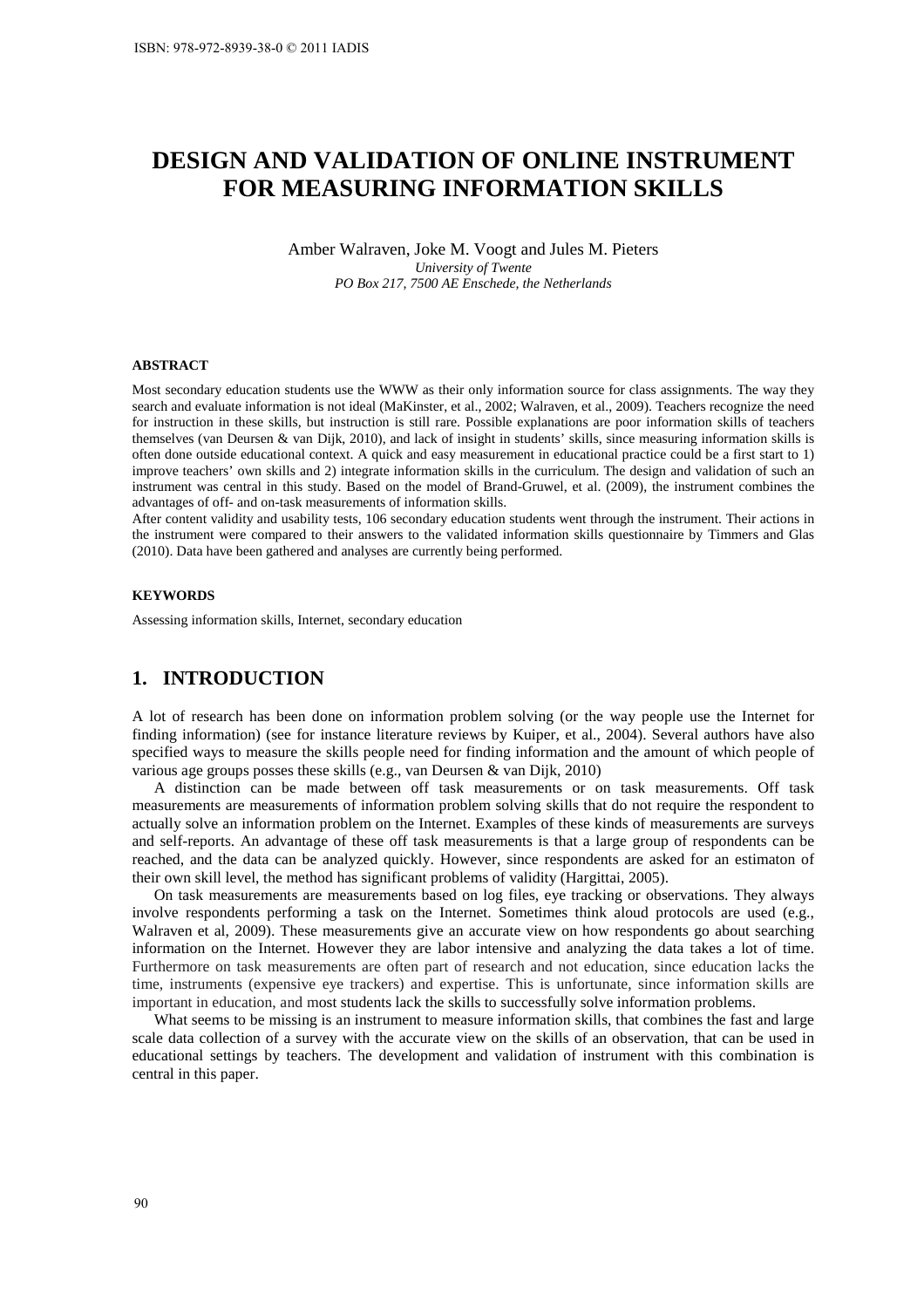# DESIGN AND VALIDATION OF ONLINE INSTRUMENT FOR MEASURING INFORMATION SKILLS

Amber Walraven, Joke M. Voogt and Jules M. Pieters
*University of Twente*
*PO Box 217, 7500 AE Enschede, the Netherlands*

#### ABSTRACT

Most secondary education students use the WWW as their only information source for class assignments. The way they search and evaluate information is not ideal (MaKinster, et al., 2002; Walraven, et al., 2009). Teachers recognize the need for instruction in these skills, but instruction is still rare. Possible explanations are poor information skills of teachers themselves (van Deursen & van Dijk, 2010), and lack of insight in students' skills, since measuring information skills is often done outside educational context. A quick and easy measurement in educational practice could be a first start to 1) improve teachers' own skills and 2) integrate information skills in the curriculum. The design and validation of such an instrument was central in this study. Based on the model of Brand-Gruwel, et al. (2009), the instrument combines the advantages of off- and on-task measurements of information skills.

After content validity and usability tests, 106 secondary education students went through the instrument. Their actions in the instrument were compared to their answers to the validated information skills questionnaire by Timmers and Glas (2010). Data have been gathered and analyses are currently being performed.

#### KEYWORDS

Assessing information skills, Internet, secondary education

## 1. INTRODUCTION

A lot of research has been done on information problem solving (or the way people use the Internet for finding information) (see for instance literature reviews by Kuiper, et al., 2004). Several authors have also specified ways to measure the skills people need for finding information and the amount of which people of various age groups posses these skills (e.g., van Deursen & van Dijk, 2010)

A distinction can be made between off task measurements or on task measurements. Off task measurements are measurements of information problem solving skills that do not require the respondent to actually solve an information problem on the Internet. Examples of these kinds of measurements are surveys and self-reports. An advantage of these off task measurements is that a large group of respondents can be reached, and the data can be analyzed quickly. However, since respondents are asked for an estimaton of their own skill level, the method has significant problems of validity (Hargittai, 2005).

On task measurements are measurements based on log files, eye tracking or observations. They always involve respondents performing a task on the Internet. Sometimes think aloud protocols are used (e.g., Walraven et al, 2009). These measurements give an accurate view on how respondents go about searching information on the Internet. However they are labor intensive and analyzing the data takes a lot of time. Furthermore on task measurements are often part of research and not education, since education lacks the time, instruments (expensive eye trackers) and expertise. This is unfortunate, since information skills are important in education, and most students lack the skills to successfully solve information problems.

What seems to be missing is an instrument to measure information skills, that combines the fast and large scale data collection of a survey with the accurate view on the skills of an observation, that can be used in educational settings by teachers. The development and validation of instrument with this combination is central in this paper.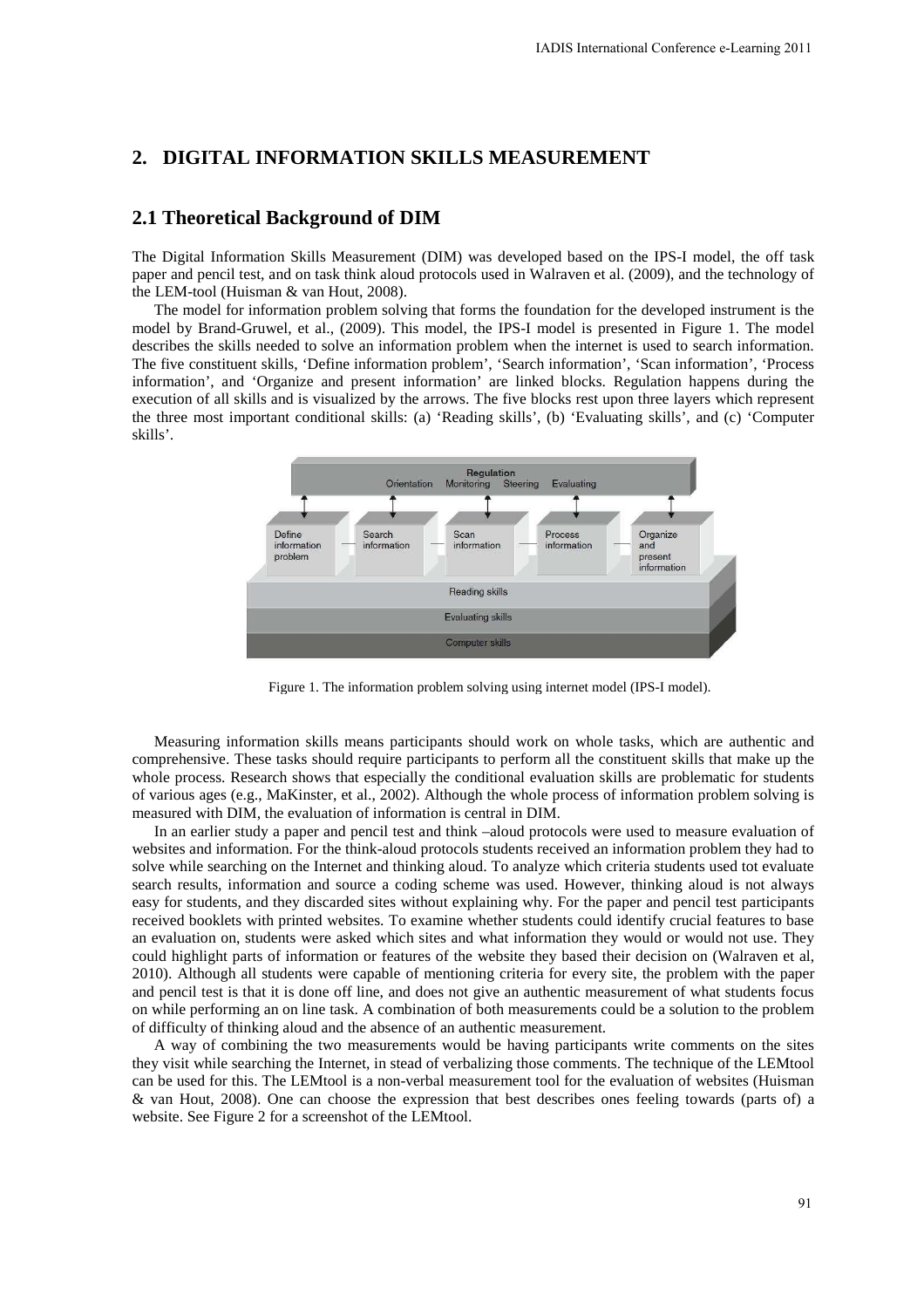## 2. DIGITAL INFORMATION SKILLS MEASUREMENT

### 2.1 Theoretical Background of DIM

The Digital Information Skills Measurement (DIM) was developed based on the IPS-I model, the off task paper and pencil test, and on task think aloud protocols used in Walraven et al. (2009), and the technology of the LEM-tool (Huisman & van Hout, 2008).

The model for information problem solving that forms the foundation for the developed instrument is the model by Brand-Gruwel, et al., (2009). This model, the IPS-I model is presented in Figure 1. The model describes the skills needed to solve an information problem when the internet is used to search information. The five constituent skills, 'Define information problem', 'Search information', 'Scan information', 'Process information', and 'Organize and present information' are linked blocks. Regulation happens during the execution of all skills and is visualized by the arrows. The five blocks rest upon three layers which represent the three most important conditional skills: (a) 'Reading skills', (b) 'Evaluating skills', and (c) 'Computer skills'.

Figure 1. The information problem solving using internet model (IPS-I model).

Measuring information skills means participants should work on whole tasks, which are authentic and comprehensive. These tasks should require participants to perform all the constituent skills that make up the whole process. Research shows that especially the conditional evaluation skills are problematic for students of various ages (e.g., MaKinster, et al., 2002). Although the whole process of information problem solving is measured with DIM, the evaluation of information is central in DIM.

In an earlier study a paper and pencil test and think –aloud protocols were used to measure evaluation of websites and information. For the think-aloud protocols students received an information problem they had to solve while searching on the Internet and thinking aloud. To analyze which criteria students used tot evaluate search results, information and source a coding scheme was used. However, thinking aloud is not always easy for students, and they discarded sites without explaining why. For the paper and pencil test participants received booklets with printed websites. To examine whether students could identify crucial features to base an evaluation on, students were asked which sites and what information they would or would not use. They could highlight parts of information or features of the website they based their decision on (Walraven et al, 2010). Although all students were capable of mentioning criteria for every site, the problem with the paper and pencil test is that it is done off line, and does not give an authentic measurement of what students focus on while performing an on line task. A combination of both measurements could be a solution to the problem of difficulty of thinking aloud and the absence of an authentic measurement.

A way of combining the two measurements would be having participants write comments on the sites they visit while searching the Internet, in stead of verbalizing those comments. The technique of the LEMtool can be used for this. The LEMtool is a non-verbal measurement tool for the evaluation of websites (Huisman & van Hout, 2008). One can choose the expression that best describes ones feeling towards (parts of) a website. See Figure 2 for a screenshot of the LEMtool.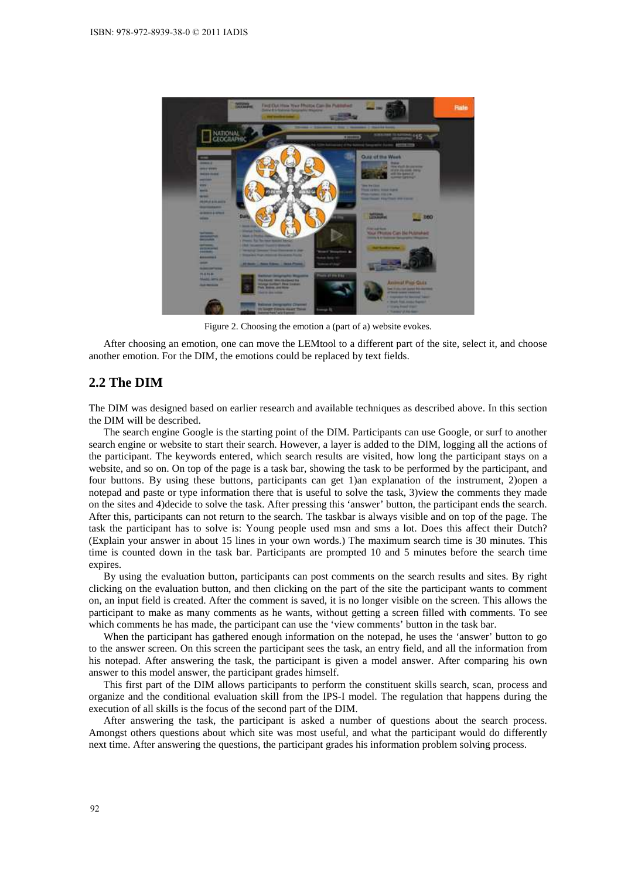Figure 2. Choosing the emotion a (part of a) website evokes.

After choosing an emotion, one can move the LEMtool to a different part of the site, select it, and choose another emotion. For the DIM, the emotions could be replaced by text fields.

## 2.2 The DIM

The DIM was designed based on earlier research and available techniques as described above. In this section the DIM will be described.

The search engine Google is the starting point of the DIM. Participants can use Google, or surf to another search engine or website to start their search. However, a layer is added to the DIM, logging all the actions of the participant. The keywords entered, which search results are visited, how long the participant stays on a website, and so on. On top of the page is a task bar, showing the task to be performed by the participant, and four buttons. By using these buttons, participants can get 1)an explanation of the instrument, 2)open a notepad and paste or type information there that is useful to solve the task, 3)view the comments they made on the sites and 4)decide to solve the task. After pressing this 'answer' button, the participant ends the search. After this, participants can not return to the search. The taskbar is always visible and on top of the page. The task the participant has to solve is: Young people used msn and sms a lot. Does this affect their Dutch? (Explain your answer in about 15 lines in your own words.) The maximum search time is 30 minutes. This time is counted down in the task bar. Participants are prompted 10 and 5 minutes before the search time expires.

By using the evaluation button, participants can post comments on the search results and sites. By right clicking on the evaluation button, and then clicking on the part of the site the participant wants to comment on, an input field is created. After the comment is saved, it is no longer visible on the screen. This allows the participant to make as many comments as he wants, without getting a screen filled with comments. To see which comments he has made, the participant can use the 'view comments' button in the task bar.

When the participant has gathered enough information on the notepad, he uses the 'answer' button to go to the answer screen. On this screen the participant sees the task, an entry field, and all the information from his notepad. After answering the task, the participant is given a model answer. After comparing his own answer to this model answer, the participant grades himself.

This first part of the DIM allows participants to perform the constituent skills search, scan, process and organize and the conditional evaluation skill from the IPS-I model. The regulation that happens during the execution of all skills is the focus of the second part of the DIM.

After answering the task, the participant is asked a number of questions about the search process. Amongst others questions about which site was most useful, and what the participant would do differently next time. After answering the questions, the participant grades his information problem solving process.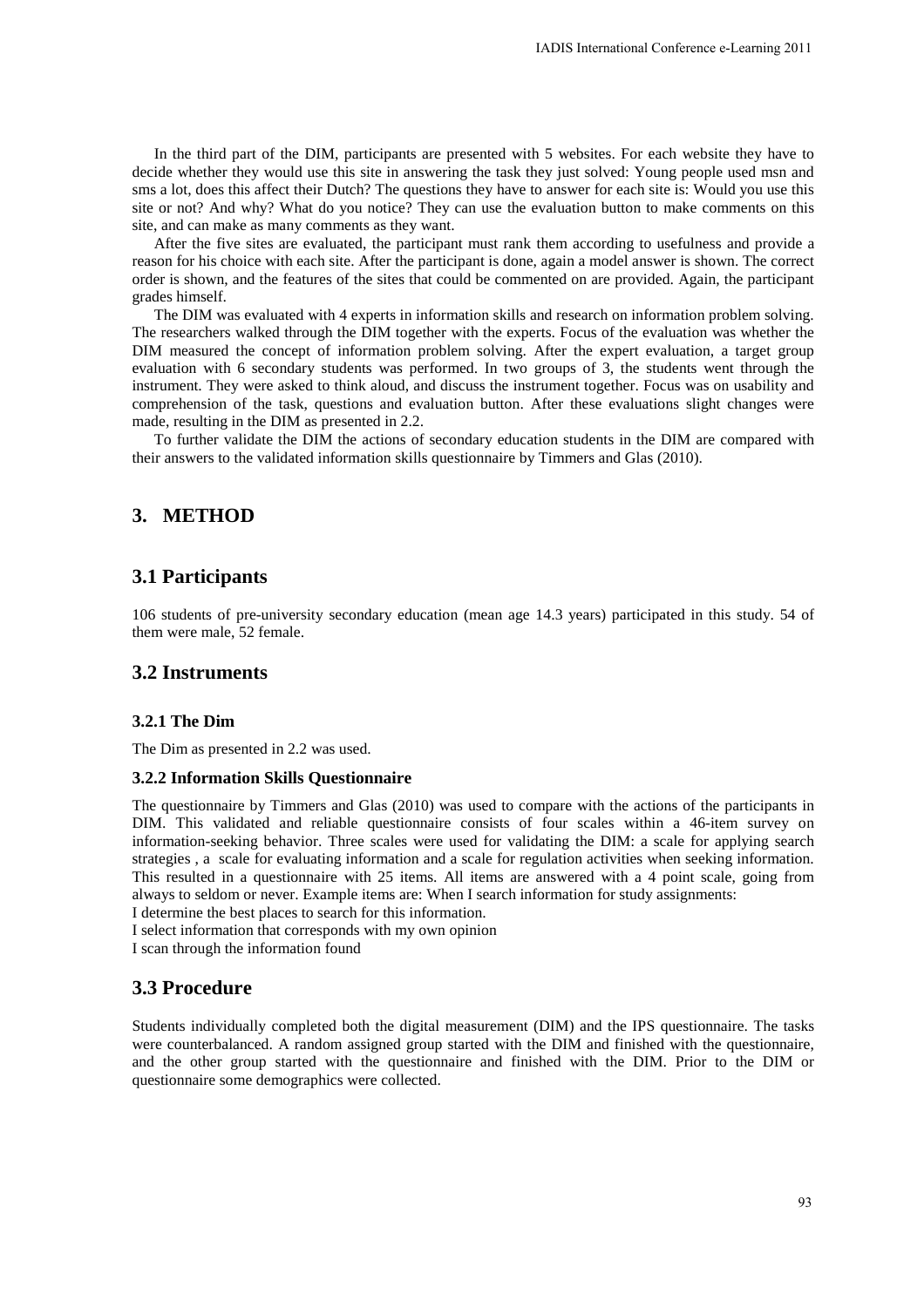In the third part of the DIM, participants are presented with 5 websites. For each website they have to decide whether they would use this site in answering the task they just solved: Young people used msn and sms a lot, does this affect their Dutch? The questions they have to answer for each site is: Would you use this site or not? And why? What do you notice? They can use the evaluation button to make comments on this site, and can make as many comments as they want.

After the five sites are evaluated, the participant must rank them according to usefulness and provide a reason for his choice with each site. After the participant is done, again a model answer is shown. The correct order is shown, and the features of the sites that could be commented on are provided. Again, the participant grades himself.

The DIM was evaluated with 4 experts in information skills and research on information problem solving. The researchers walked through the DIM together with the experts. Focus of the evaluation was whether the DIM measured the concept of information problem solving. After the expert evaluation, a target group evaluation with 6 secondary students was performed. In two groups of 3, the students went through the instrument. They were asked to think aloud, and discuss the instrument together. Focus was on usability and comprehension of the task, questions and evaluation button. After these evaluations slight changes were made, resulting in the DIM as presented in 2.2.

To further validate the DIM the actions of secondary education students in the DIM are compared with their answers to the validated information skills questionnaire by Timmers and Glas (2010).

# 3. METHOD

## 3.1 Participants

106 students of pre-university secondary education (mean age 14.3 years) participated in this study. 54 of them were male, 52 female.

## 3.2 Instruments

### 3.2.1 The Dim

The Dim as presented in 2.2 was used.

### 3.2.2 Information Skills Questionnaire

The questionnaire by Timmers and Glas (2010) was used to compare with the actions of the participants in DIM. This validated and reliable questionnaire consists of four scales within a 46-item survey on information-seeking behavior. Three scales were used for validating the DIM: a scale for applying search strategies , a scale for evaluating information and a scale for regulation activities when seeking information. This resulted in a questionnaire with 25 items. All items are answered with a 4 point scale, going from always to seldom or never. Example items are: When I search information for study assignments:

I determine the best places to search for this information.

I select information that corresponds with my own opinion

I scan through the information found

## 3.3 Procedure

Students individually completed both the digital measurement (DIM) and the IPS questionnaire. The tasks were counterbalanced. A random assigned group started with the DIM and finished with the questionnaire, and the other group started with the questionnaire and finished with the DIM. Prior to the DIM or questionnaire some demographics were collected.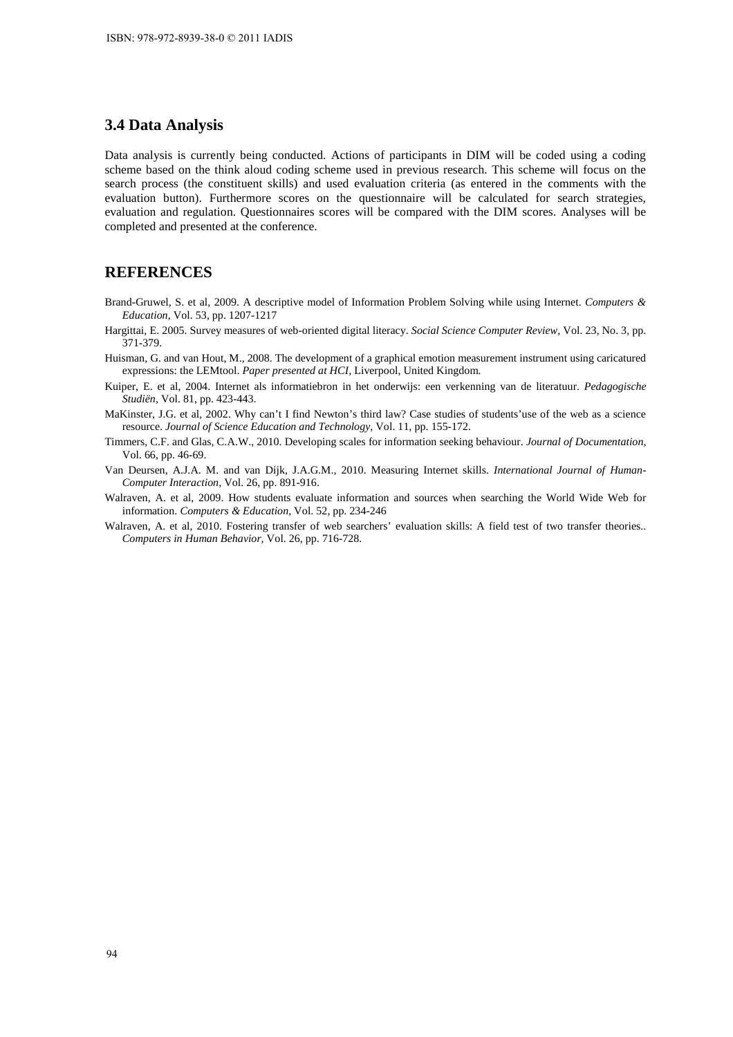### 3.4 Data Analysis

Data analysis is currently being conducted. Actions of participants in DIM will be coded using a coding scheme based on the think aloud coding scheme used in previous research. This scheme will focus on the search process (the constituent skills) and used evaluation criteria (as entered in the comments with the evaluation button). Furthermore scores on the questionnaire will be calculated for search strategies, evaluation and regulation. Questionnaires scores will be compared with the DIM scores. Analyses will be completed and presented at the conference.

## REFERENCES

Brand-Gruwel, S. et al, 2009. A descriptive model of Information Problem Solving while using Internet. *Computers & Education,* Vol. 53, pp. 1207-1217

Hargittai, E. 2005. Survey measures of web-oriented digital literacy. *Social Science Computer Review,* Vol. 23, No. 3, pp. 371-379.

Huisman, G. and van Hout, M., 2008. The development of a graphical emotion measurement instrument using caricatured expressions: the LEMtool. *Paper presented at HCI,* Liverpool, United Kingdom.

Kuiper, E. et al, 2004. Internet als informatiebron in het onderwijs: een verkenning van de literatuur. *Pedagogische Studiën,* Vol. 81, pp. 423-443.

MaKinster, J.G. et al, 2002. Why can't I find Newton's third law? Case studies of students'use of the web as a science resource. *Journal of Science Education and Technology,* Vol. 11, pp. 155-172.

Timmers, C.F. and Glas, C.A.W., 2010. Developing scales for information seeking behaviour. *Journal of Documentation,* Vol. 66, pp. 46-69.

Van Deursen, A.J.A. M. and van Dijk, J.A.G.M., 2010. Measuring Internet skills. *International Journal of Human-Computer Interaction,* Vol. 26, pp. 891-916.

Walraven, A. et al, 2009. How students evaluate information and sources when searching the World Wide Web for information. *Computers & Education,* Vol. 52, pp. 234-246

Walraven, A. et al, 2010. Fostering transfer of web searchers' evaluation skills: A field test of two transfer theories.. *Computers in Human Behavior,* Vol. 26, pp. 716-728.